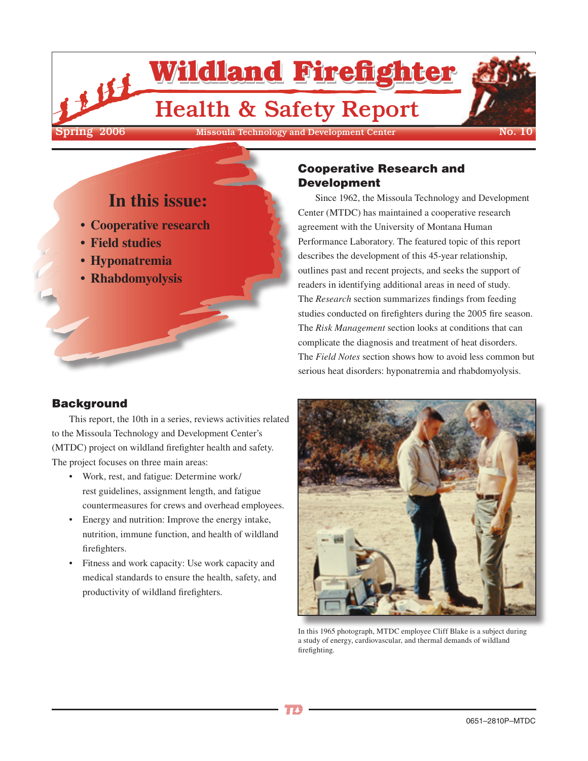# Wildland Firefighter Health & Safety Report

Spring 2006 | Missoula Technology and Development Center | No. 10

## In this issue:

- Cooperative research
- Field studies
- Hyponatremia
- Rhabdomyolysis

## Cooperative Research and Development

Since 1962, the Missoula Technology and Development Center (MTDC) has maintained a cooperative research agreement with the University of Montana Human Performance Laboratory. The featured topic of this report describes the development of this 45-year relationship, outlines past and recent projects, and seeks the support of readers in identifying additional areas in need of study. The *Research* section summarizes findings from feeding studies conducted on firefighters during the 2005 fire season. The *Risk Management* section looks at conditions that can complicate the diagnosis and treatment of heat disorders. The *Field Notes* section shows how to avoid less common but serious heat disorders: hyponatremia and rhabdomyolysis.

## Background

This report, the 10th in a series, reviews activities related to the Missoula Technology and Development Center's (MTDC) project on wildland firefighter health and safety. The project focuses on three main areas:

- Work, rest, and fatigue: Determine work/rest guidelines, assignment length, and fatigue countermeasures for crews and overhead employees.
- Energy and nutrition: Improve the energy intake, nutrition, immune function, and health of wildland firefighters.
- Fitness and work capacity: Use work capacity and medical standards to ensure the health, safety, and productivity of wildland firefighters.

In this 1965 photograph, MTDC employee Cliff Blake is a subject during a study of energy, cardiovascular, and thermal demands of wildland firefighting.

0651–2810P–MTDC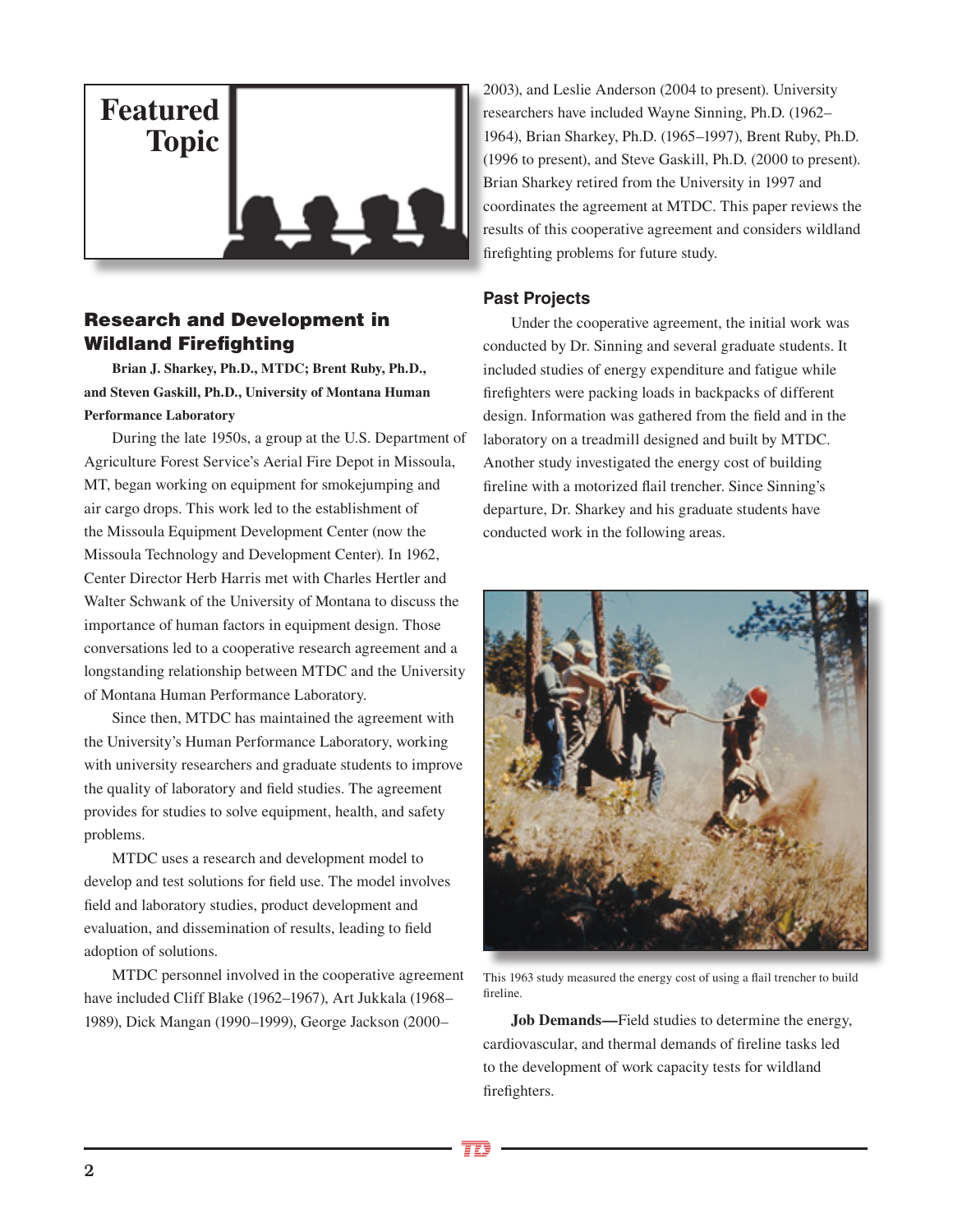Featured Topic

## Research and Development in Wildland Firefighting

**Brian J. Sharkey, Ph.D., MTDC; Brent Ruby, Ph.D., and Steven Gaskill, Ph.D., University of Montana Human Performance Laboratory**

During the late 1950s, a group at the U.S. Department of Agriculture Forest Service's Aerial Fire Depot in Missoula, MT, began working on equipment for smokejumping and air cargo drops. This work led to the establishment of the Missoula Equipment Development Center (now the Missoula Technology and Development Center). In 1962, Center Director Herb Harris met with Charles Hertler and Walter Schwank of the University of Montana to discuss the importance of human factors in equipment design. Those conversations led to a cooperative research agreement and a longstanding relationship between MTDC and the University of Montana Human Performance Laboratory.

Since then, MTDC has maintained the agreement with the University's Human Performance Laboratory, working with university researchers and graduate students to improve the quality of laboratory and field studies. The agreement provides for studies to solve equipment, health, and safety problems.

MTDC uses a research and development model to develop and test solutions for field use. The model involves field and laboratory studies, product development and evaluation, and dissemination of results, leading to field adoption of solutions.

MTDC personnel involved in the cooperative agreement have included Cliff Blake (1962–1967), Art Jukkala (1968–1989), Dick Mangan (1990–1999), George Jackson (2000–2003), and Leslie Anderson (2004 to present). University researchers have included Wayne Sinning, Ph.D. (1962–1964), Brian Sharkey, Ph.D. (1965–1997), Brent Ruby, Ph.D. (1996 to present), and Steve Gaskill, Ph.D. (2000 to present). Brian Sharkey retired from the University in 1997 and coordinates the agreement at MTDC. This paper reviews the results of this cooperative agreement and considers wildland firefighting problems for future study.

### Past Projects

Under the cooperative agreement, the initial work was conducted by Dr. Sinning and several graduate students. It included studies of energy expenditure and fatigue while firefighters were packing loads in backpacks of different design. Information was gathered from the field and in the laboratory on a treadmill designed and built by MTDC. Another study investigated the energy cost of building fireline with a motorized flail trencher. Since Sinning's departure, Dr. Sharkey and his graduate students have conducted work in the following areas.

This 1963 study measured the energy cost of using a flail trencher to build fireline.

**Job Demands—**Field studies to determine the energy, cardiovascular, and thermal demands of fireline tasks led to the development of work capacity tests for wildland firefighters.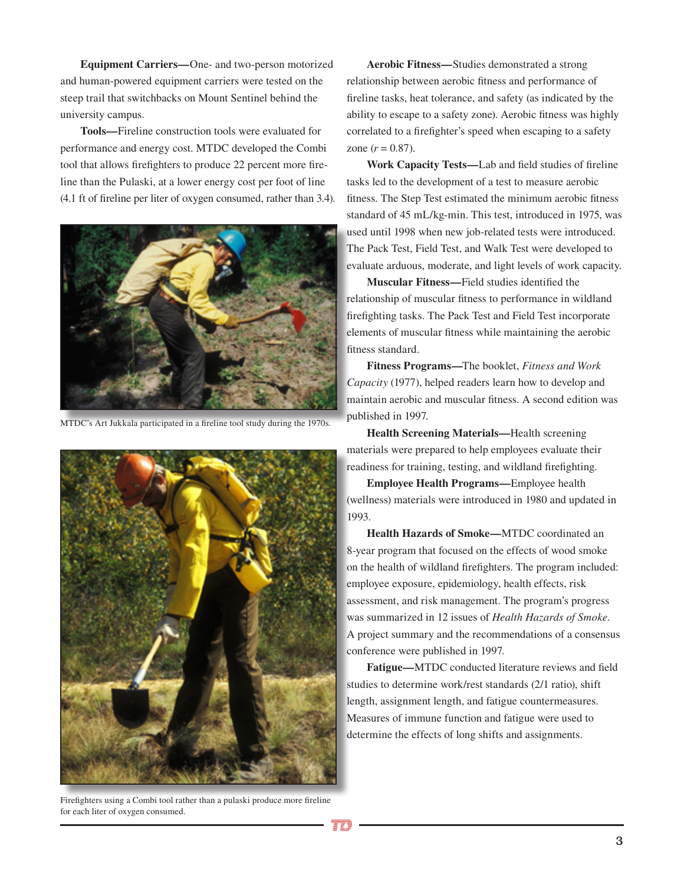**Equipment Carriers—**One- and two-person motorized and human-powered equipment carriers were tested on the steep trail that switchbacks on Mount Sentinel behind the university campus.

**Tools—**Fireline construction tools were evaluated for performance and energy cost. MTDC developed the Combi tool that allows firefighters to produce 22 percent more fireline than the Pulaski, at a lower energy cost per foot of line (4.1 ft of fireline per liter of oxygen consumed, rather than 3.4).

MTDC's Art Jukkala participated in a fireline tool study during the 1970s.

Firefighters using a Combi tool rather than a pulaski produce more fireline for each liter of oxygen consumed.

**Aerobic Fitness—**Studies demonstrated a strong relationship between aerobic fitness and performance of fireline tasks, heat tolerance, and safety (as indicated by the ability to escape to a safety zone). Aerobic fitness was highly correlated to a firefighter's speed when escaping to a safety zone ($r = 0.87$).

**Work Capacity Tests—**Lab and field studies of fireline tasks led to the development of a test to measure aerobic fitness. The Step Test estimated the minimum aerobic fitness standard of 45 mL/kg-min. This test, introduced in 1975, was used until 1998 when new job-related tests were introduced. The Pack Test, Field Test, and Walk Test were developed to evaluate arduous, moderate, and light levels of work capacity.

**Muscular Fitness—**Field studies identified the relationship of muscular fitness to performance in wildland firefighting tasks. The Pack Test and Field Test incorporate elements of muscular fitness while maintaining the aerobic fitness standard.

**Fitness Programs—**The booklet, *Fitness and Work Capacity* (1977), helped readers learn how to develop and maintain aerobic and muscular fitness. A second edition was published in 1997.

**Health Screening Materials—**Health screening materials were prepared to help employees evaluate their readiness for training, testing, and wildland firefighting.

**Employee Health Programs—**Employee health (wellness) materials were introduced in 1980 and updated in 1993.

**Health Hazards of Smoke—**MTDC coordinated an 8-year program that focused on the effects of wood smoke on the health of wildland firefighters. The program included: employee exposure, epidemiology, health effects, risk assessment, and risk management. The program's progress was summarized in 12 issues of *Health Hazards of Smoke*. A project summary and the recommendations of a consensus conference were published in 1997.

**Fatigue—**MTDC conducted literature reviews and field studies to determine work/rest standards (2/1 ratio), shift length, assignment length, and fatigue countermeasures. Measures of immune function and fatigue were used to determine the effects of long shifts and assignments.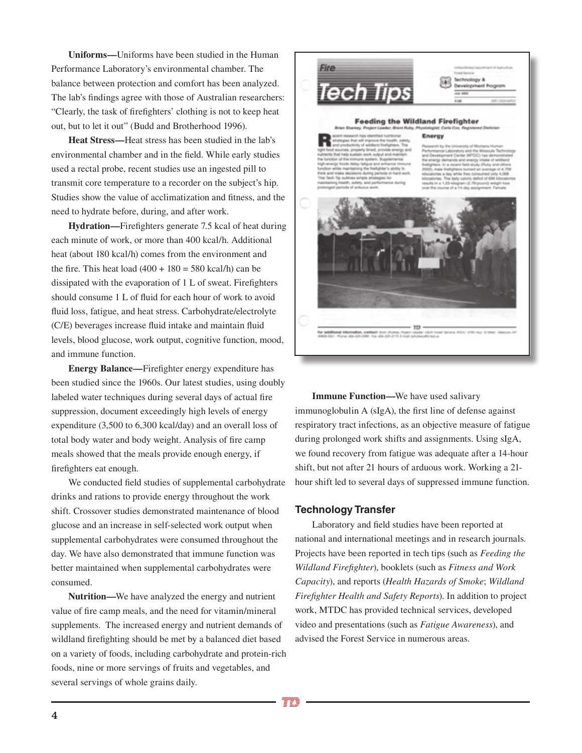**Uniforms—**Uniforms have been studied in the Human Performance Laboratory's environmental chamber. The balance between protection and comfort has been analyzed. The lab's findings agree with those of Australian researchers: "Clearly, the task of firefighters' clothing is not to keep heat out, but to let it out" (Budd and Brotherhood 1996).

**Heat Stress—**Heat stress has been studied in the lab's environmental chamber and in the field. While early studies used a rectal probe, recent studies use an ingested pill to transmit core temperature to a recorder on the subject's hip. Studies show the value of acclimatization and fitness, and the need to hydrate before, during, and after work.

**Hydration—**Firefighters generate 7.5 kcal of heat during each minute of work, or more than 400 kcal/h. Additional heat (about 180 kcal/h) comes from the environment and the fire. This heat load (400 + 180 = 580 kcal/h) can be dissipated with the evaporation of 1 L of sweat. Firefighters should consume 1 L of fluid for each hour of work to avoid fluid loss, fatigue, and heat stress. Carbohydrate/electrolyte (C/E) beverages increase fluid intake and maintain fluid levels, blood glucose, work output, cognitive function, mood, and immune function.

**Energy Balance—**Firefighter energy expenditure has been studied since the 1960s. Our latest studies, using doubly labeled water techniques during several days of actual fire suppression, document exceedingly high levels of energy expenditure (3,500 to 6,300 kcal/day) and an overall loss of total body water and body weight. Analysis of fire camp meals showed that the meals provide enough energy, if firefighters eat enough.

We conducted field studies of supplemental carbohydrate drinks and rations to provide energy throughout the work shift. Crossover studies demonstrated maintenance of blood glucose and an increase in self-selected work output when supplemental carbohydrates were consumed throughout the day. We have also demonstrated that immune function was better maintained when supplemental carbohydrates were consumed.

**Nutrition—**We have analyzed the energy and nutrient value of fire camp meals, and the need for vitamin/mineral supplements. The increased energy and nutrient demands of wildland firefighting should be met by a balanced diet based on a variety of foods, including carbohydrate and protein-rich foods, nine or more servings of fruits and vegetables, and several servings of whole grains daily.

**Immune Function—**We have used salivary immunoglobulin A (sIgA), the first line of defense against respiratory tract infections, as an objective measure of fatigue during prolonged work shifts and assignments. Using sIgA, we found recovery from fatigue was adequate after a 14-hour shift, but not after 21 hours of arduous work. Working a 21-hour shift led to several days of suppressed immune function.

## Technology Transfer

Laboratory and field studies have been reported at national and international meetings and in research journals. Projects have been reported in tech tips (such as *Feeding the Wildland Firefighter*), booklets (such as *Fitness and Work Capacity*), and reports (*Health Hazards of Smoke*; *Wildland Firefighter Health and Safety Reports*). In addition to project work, MTDC has provided technical services, developed video and presentations (such as *Fatigue Awareness*), and advised the Forest Service in numerous areas.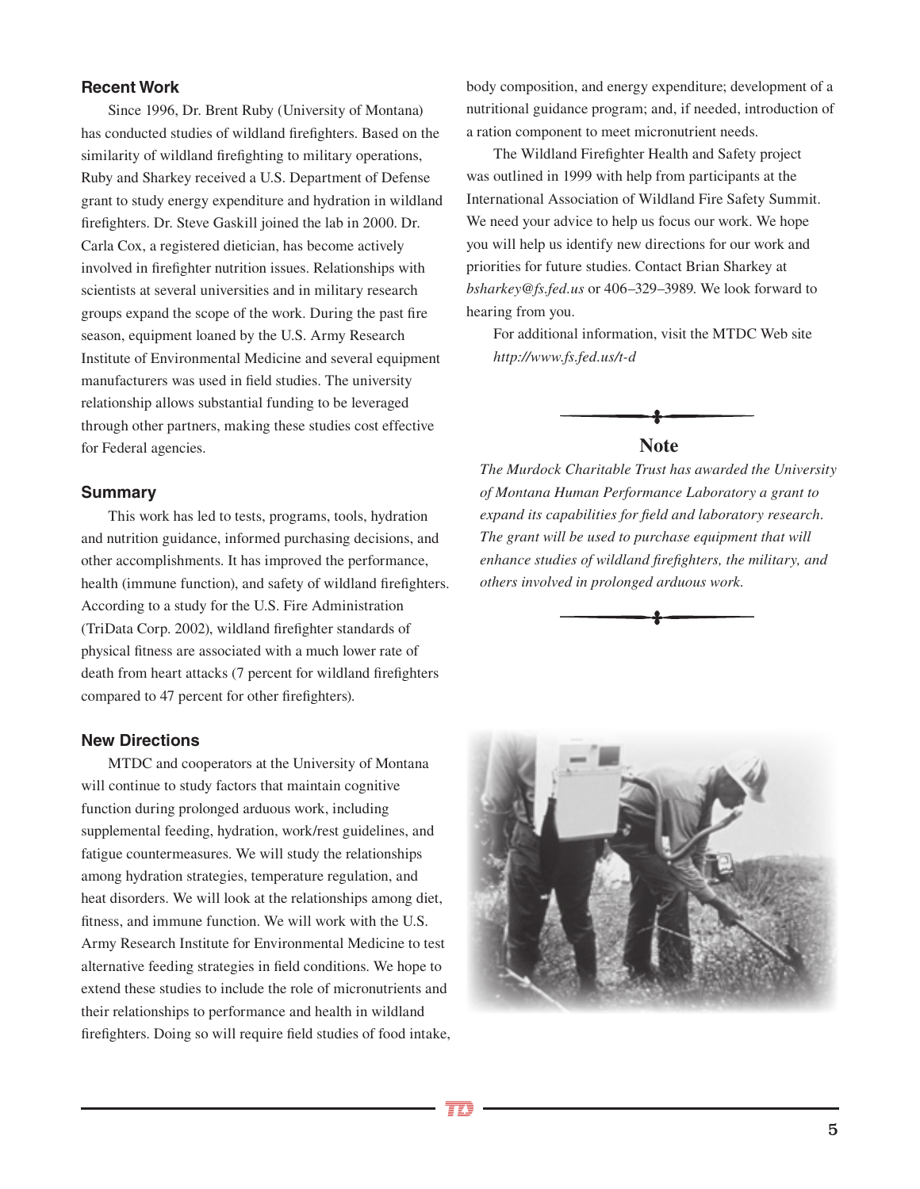### Recent Work

Since 1996, Dr. Brent Ruby (University of Montana) has conducted studies of wildland firefighters. Based on the similarity of wildland firefighting to military operations, Ruby and Sharkey received a U.S. Department of Defense grant to study energy expenditure and hydration in wildland firefighters. Dr. Steve Gaskill joined the lab in 2000. Dr. Carla Cox, a registered dietician, has become actively involved in firefighter nutrition issues. Relationships with scientists at several universities and in military research groups expand the scope of the work. During the past fire season, equipment loaned by the U.S. Army Research Institute of Environmental Medicine and several equipment manufacturers was used in field studies. The university relationship allows substantial funding to be leveraged through other partners, making these studies cost effective for Federal agencies.

### Summary

This work has led to tests, programs, tools, hydration and nutrition guidance, informed purchasing decisions, and other accomplishments. It has improved the performance, health (immune function), and safety of wildland firefighters. According to a study for the U.S. Fire Administration (TriData Corp. 2002), wildland firefighter standards of physical fitness are associated with a much lower rate of death from heart attacks (7 percent for wildland firefighters compared to 47 percent for other firefighters).

### New Directions

MTDC and cooperators at the University of Montana will continue to study factors that maintain cognitive function during prolonged arduous work, including supplemental feeding, hydration, work/rest guidelines, and fatigue countermeasures. We will study the relationships among hydration strategies, temperature regulation, and heat disorders. We will look at the relationships among diet, fitness, and immune function. We will work with the U.S. Army Research Institute for Environmental Medicine to test alternative feeding strategies in field conditions. We hope to extend these studies to include the role of micronutrients and their relationships to performance and health in wildland firefighters. Doing so will require field studies of food intake, body composition, and energy expenditure; development of a nutritional guidance program; and, if needed, introduction of a ration component to meet micronutrient needs.

The Wildland Firefighter Health and Safety project was outlined in 1999 with help from participants at the International Association of Wildland Fire Safety Summit. We need your advice to help us focus our work. We hope you will help us identify new directions for our work and priorities for future studies. Contact Brian Sharkey at *bsharkey@fs.fed.us* or 406–329–3989. We look forward to hearing from you.

For additional information, visit the MTDC Web site *http://www.fs.fed.us/t-d*

**Note**

*The Murdock Charitable Trust has awarded the University of Montana Human Performance Laboratory a grant to expand its capabilities for field and laboratory research. The grant will be used to purchase equipment that will enhance studies of wildland firefighters, the military, and others involved in prolonged arduous work.*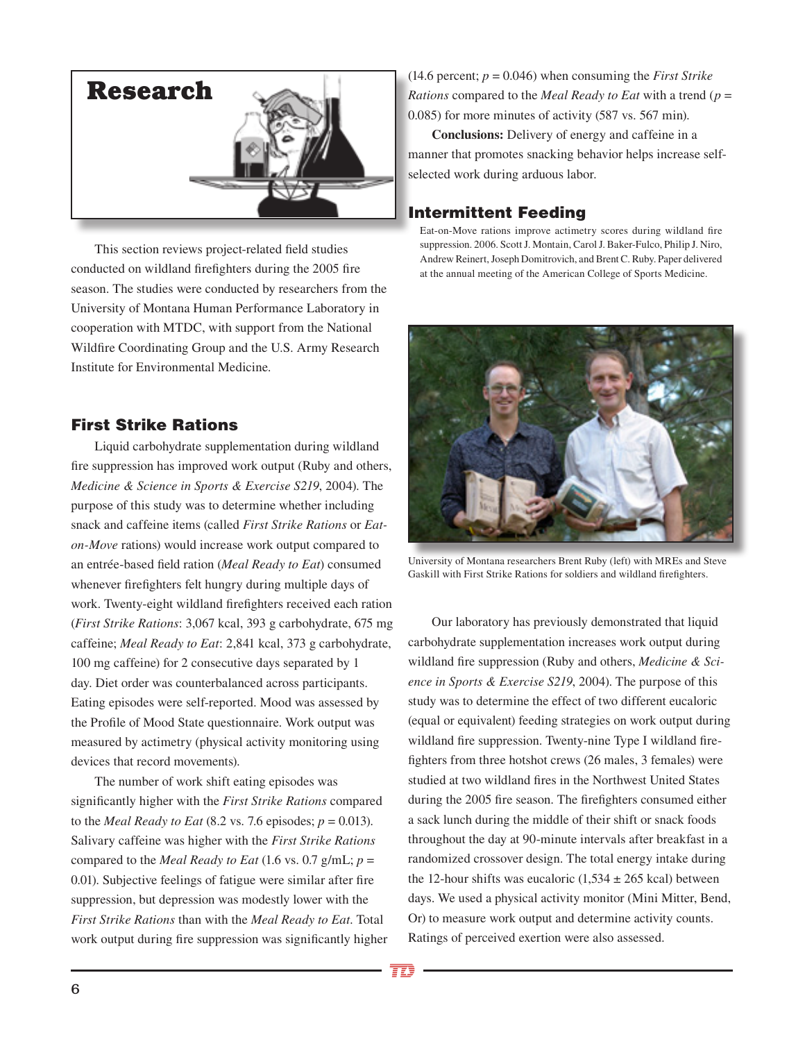# Research

This section reviews project-related field studies conducted on wildland firefighters during the 2005 fire season. The studies were conducted by researchers from the University of Montana Human Performance Laboratory in cooperation with MTDC, with support from the National Wildfire Coordinating Group and the U.S. Army Research Institute for Environmental Medicine.

## First Strike Rations

Liquid carbohydrate supplementation during wildland fire suppression has improved work output (Ruby and others, *Medicine & Science in Sports & Exercise S219*, 2004). The purpose of this study was to determine whether including snack and caffeine items (called *First Strike Rations* or *Eat-on-Move* rations) would increase work output compared to an entrée-based field ration (*Meal Ready to Eat*) consumed whenever firefighters felt hungry during multiple days of work. Twenty-eight wildland firefighters received each ration (*First Strike Rations*: 3,067 kcal, 393 g carbohydrate, 675 mg caffeine; *Meal Ready to Eat*: 2,841 kcal, 373 g carbohydrate, 100 mg caffeine) for 2 consecutive days separated by 1 day. Diet order was counterbalanced across participants. Eating episodes were self-reported. Mood was assessed by the Profile of Mood State questionnaire. Work output was measured by actimetry (physical activity monitoring using devices that record movements).

The number of work shift eating episodes was significantly higher with the *First Strike Rations* compared to the *Meal Ready to Eat* (8.2 vs. 7.6 episodes; $p = 0.013$). Salivary caffeine was higher with the *First Strike Rations* compared to the *Meal Ready to Eat* (1.6 vs. 0.7 g/mL; $p = 0.01$). Subjective feelings of fatigue were similar after fire suppression, but depression was modestly lower with the *First Strike Rations* than with the *Meal Ready to Eat*. Total work output during fire suppression was significantly higher (14.6 percent; $p = 0.046$) when consuming the *First Strike Rations* compared to the *Meal Ready to Eat* with a trend ($p = 0.085$) for more minutes of activity (587 vs. 567 min).

**Conclusions:** Delivery of energy and caffeine in a manner that promotes snacking behavior helps increase self-selected work during arduous labor.

## Intermittent Feeding

Eat-on-Move rations improve actimetry scores during wildland fire suppression. 2006. Scott J. Montain, Carol J. Baker-Fulco, Philip J. Niro, Andrew Reinert, Joseph Domitrovich, and Brent C. Ruby. Paper delivered at the annual meeting of the American College of Sports Medicine.

University of Montana researchers Brent Ruby (left) with MREs and Steve Gaskill with First Strike Rations for soldiers and wildland firefighters.

Our laboratory has previously demonstrated that liquid carbohydrate supplementation increases work output during wildland fire suppression (Ruby and others, *Medicine & Science in Sports & Exercise S219*, 2004). The purpose of this study was to determine the effect of two different eucaloric (equal or equivalent) feeding strategies on work output during wildland fire suppression. Twenty-nine Type I wildland firefighters from three hotshot crews (26 males, 3 females) were studied at two wildland fires in the Northwest United States during the 2005 fire season. The firefighters consumed either a sack lunch during the middle of their shift or snack foods throughout the day at 90-minute intervals after breakfast in a randomized crossover design. The total energy intake during the 12-hour shifts was eucaloric (1,534 ± 265 kcal) between days. We used a physical activity monitor (Mini Mitter, Bend, Or) to measure work output and determine activity counts. Ratings of perceived exertion were also assessed.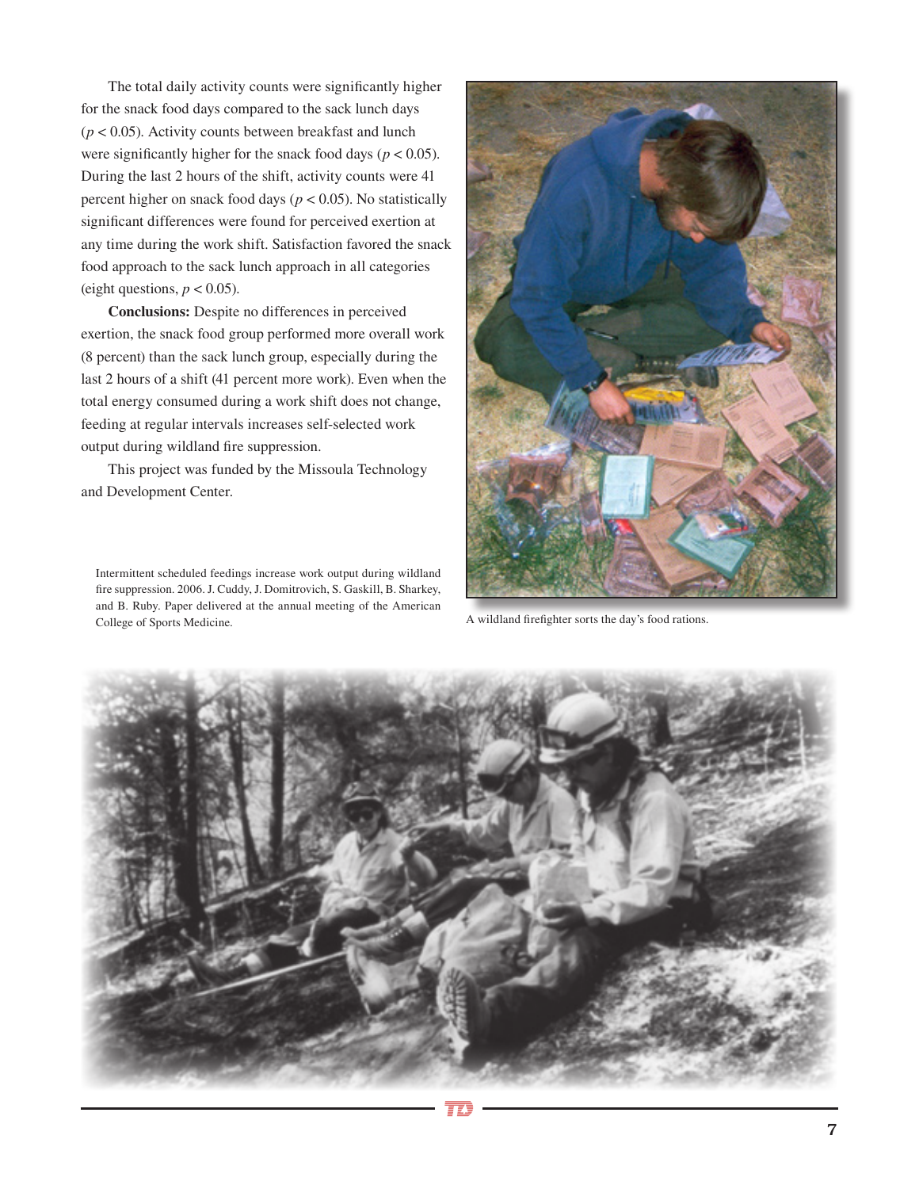The total daily activity counts were significantly higher for the snack food days compared to the sack lunch days ($p < 0.05$). Activity counts between breakfast and lunch were significantly higher for the snack food days ($p < 0.05$). During the last 2 hours of the shift, activity counts were 41 percent higher on snack food days ($p < 0.05$). No statistically significant differences were found for perceived exertion at any time during the work shift. Satisfaction favored the snack food approach to the sack lunch approach in all categories (eight questions, $p < 0.05$).

**Conclusions:** Despite no differences in perceived exertion, the snack food group performed more overall work (8 percent) than the sack lunch group, especially during the last 2 hours of a shift (41 percent more work). Even when the total energy consumed during a work shift does not change, feeding at regular intervals increases self-selected work output during wildland fire suppression.

This project was funded by the Missoula Technology and Development Center.

Intermittent scheduled feedings increase work output during wildland fire suppression. 2006. J. Cuddy, J. Domitrovich, S. Gaskill, B. Sharkey, and B. Ruby. Paper delivered at the annual meeting of the American College of Sports Medicine.

A wildland firefighter sorts the day's food rations.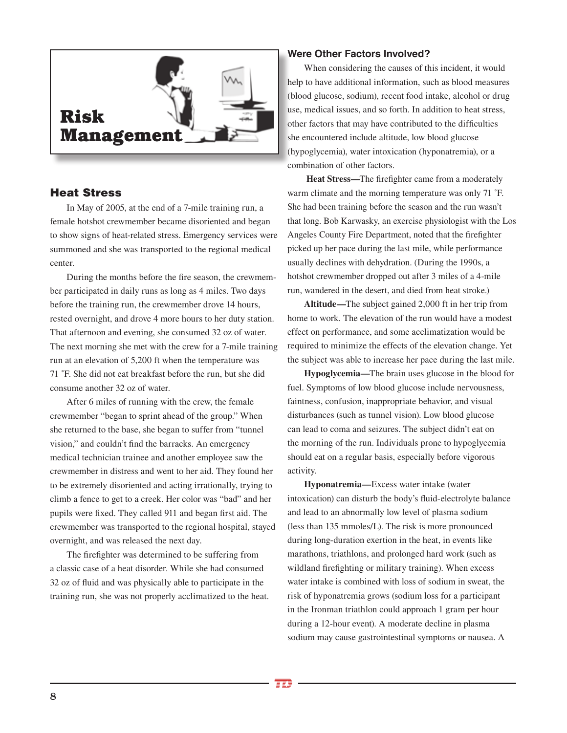# Risk Management

## Heat Stress

In May of 2005, at the end of a 7-mile training run, a female hotshot crewmember became disoriented and began to show signs of heat-related stress. Emergency services were summoned and she was transported to the regional medical center.

During the months before the fire season, the crewmember participated in daily runs as long as 4 miles. Two days before the training run, the crewmember drove 14 hours, rested overnight, and drove 4 more hours to her duty station. That afternoon and evening, she consumed 32 oz of water. The next morning she met with the crew for a 7-mile training run at an elevation of 5,200 ft when the temperature was 71 ˚F. She did not eat breakfast before the run, but she did consume another 32 oz of water.

After 6 miles of running with the crew, the female crewmember "began to sprint ahead of the group." When she returned to the base, she began to suffer from "tunnel vision," and couldn't find the barracks. An emergency medical technician trainee and another employee saw the crewmember in distress and went to her aid. They found her to be extremely disoriented and acting irrationally, trying to climb a fence to get to a creek. Her color was "bad" and her pupils were fixed. They called 911 and began first aid. The crewmember was transported to the regional hospital, stayed overnight, and was released the next day.

The firefighter was determined to be suffering from a classic case of a heat disorder. While she had consumed 32 oz of fluid and was physically able to participate in the training run, she was not properly acclimatized to the heat.

### Were Other Factors Involved?

When considering the causes of this incident, it would help to have additional information, such as blood measures (blood glucose, sodium), recent food intake, alcohol or drug use, medical issues, and so forth. In addition to heat stress, other factors that may have contributed to the difficulties she encountered include altitude, low blood glucose (hypoglycemia), water intoxication (hyponatremia), or a combination of other factors.

**Heat Stress—**The firefighter came from a moderately warm climate and the morning temperature was only 71 ˚F. She had been training before the season and the run wasn't that long. Bob Karwasky, an exercise physiologist with the Los Angeles County Fire Department, noted that the firefighter picked up her pace during the last mile, while performance usually declines with dehydration. (During the 1990s, a hotshot crewmember dropped out after 3 miles of a 4-mile run, wandered in the desert, and died from heat stroke.)

**Altitude—**The subject gained 2,000 ft in her trip from home to work. The elevation of the run would have a modest effect on performance, and some acclimatization would be required to minimize the effects of the elevation change. Yet the subject was able to increase her pace during the last mile.

**Hypoglycemia—**The brain uses glucose in the blood for fuel. Symptoms of low blood glucose include nervousness, faintness, confusion, inappropriate behavior, and visual disturbances (such as tunnel vision). Low blood glucose can lead to coma and seizures. The subject didn't eat on the morning of the run. Individuals prone to hypoglycemia should eat on a regular basis, especially before vigorous activity.

**Hyponatremia—**Excess water intake (water intoxication) can disturb the body's fluid-electrolyte balance and lead to an abnormally low level of plasma sodium (less than 135 mmoles/L). The risk is more pronounced during long-duration exertion in the heat, in events like marathons, triathlons, and prolonged hard work (such as wildland firefighting or military training). When excess water intake is combined with loss of sodium in sweat, the risk of hyponatremia grows (sodium loss for a participant in the Ironman triathlon could approach 1 gram per hour during a 12-hour event). A moderate decline in plasma sodium may cause gastrointestinal symptoms or nausea. A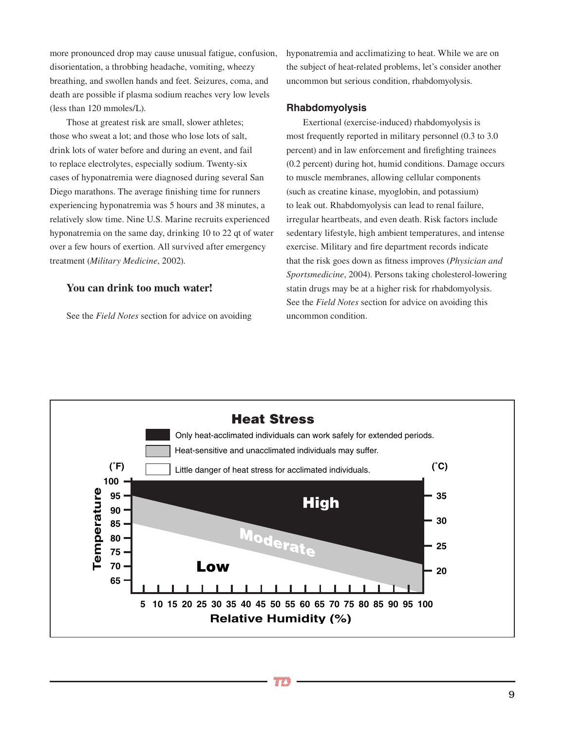more pronounced drop may cause unusual fatigue, confusion, disorientation, a throbbing headache, vomiting, wheezy breathing, and swollen hands and feet. Seizures, coma, and death are possible if plasma sodium reaches very low levels (less than 120 mmoles/L).

Those at greatest risk are small, slower athletes; those who sweat a lot; and those who lose lots of salt, drink lots of water before and during an event, and fail to replace electrolytes, especially sodium. Twenty-six cases of hyponatremia were diagnosed during several San Diego marathons. The average finishing time for runners experiencing hyponatremia was 5 hours and 38 minutes, a relatively slow time. Nine U.S. Marine recruits experienced hyponatremia on the same day, drinking 10 to 22 qt of water over a few hours of exertion. All survived after emergency treatment (*Military Medicine*, 2002).

**You can drink too much water!**

See the *Field Notes* section for advice on avoiding hyponatremia and acclimatizing to heat. While we are on the subject of heat-related problems, let's consider another uncommon but serious condition, rhabdomyolysis.

### Rhabdomyolysis

Exertional (exercise-induced) rhabdomyolysis is most frequently reported in military personnel (0.3 to 3.0 percent) and in law enforcement and firefighting trainees (0.2 percent) during hot, humid conditions. Damage occurs to muscle membranes, allowing cellular components (such as creatine kinase, myoglobin, and potassium) to leak out. Rhabdomyolysis can lead to renal failure, irregular heartbeats, and even death. Risk factors include sedentary lifestyle, high ambient temperatures, and intense exercise. Military and fire department records indicate that the risk goes down as fitness improves (*Physician and Sportsmedicine*, 2004). Persons taking cholesterol-lowering statin drugs may be at a higher risk for rhabdomyolysis. See the *Field Notes* section for advice on avoiding this uncommon condition.

**Heat Stress**

- Black: Only heat-acclimated individuals can work safely for extended periods.
- Gray: Heat-sensitive and unacclimated individuals may suffer.
- White: Little danger of heat stress for acclimated individuals.

Temperature (°F): 65–100; (°C): 20–35. Zones: High, Moderate, Low.

Relative Humidity (%): 5–100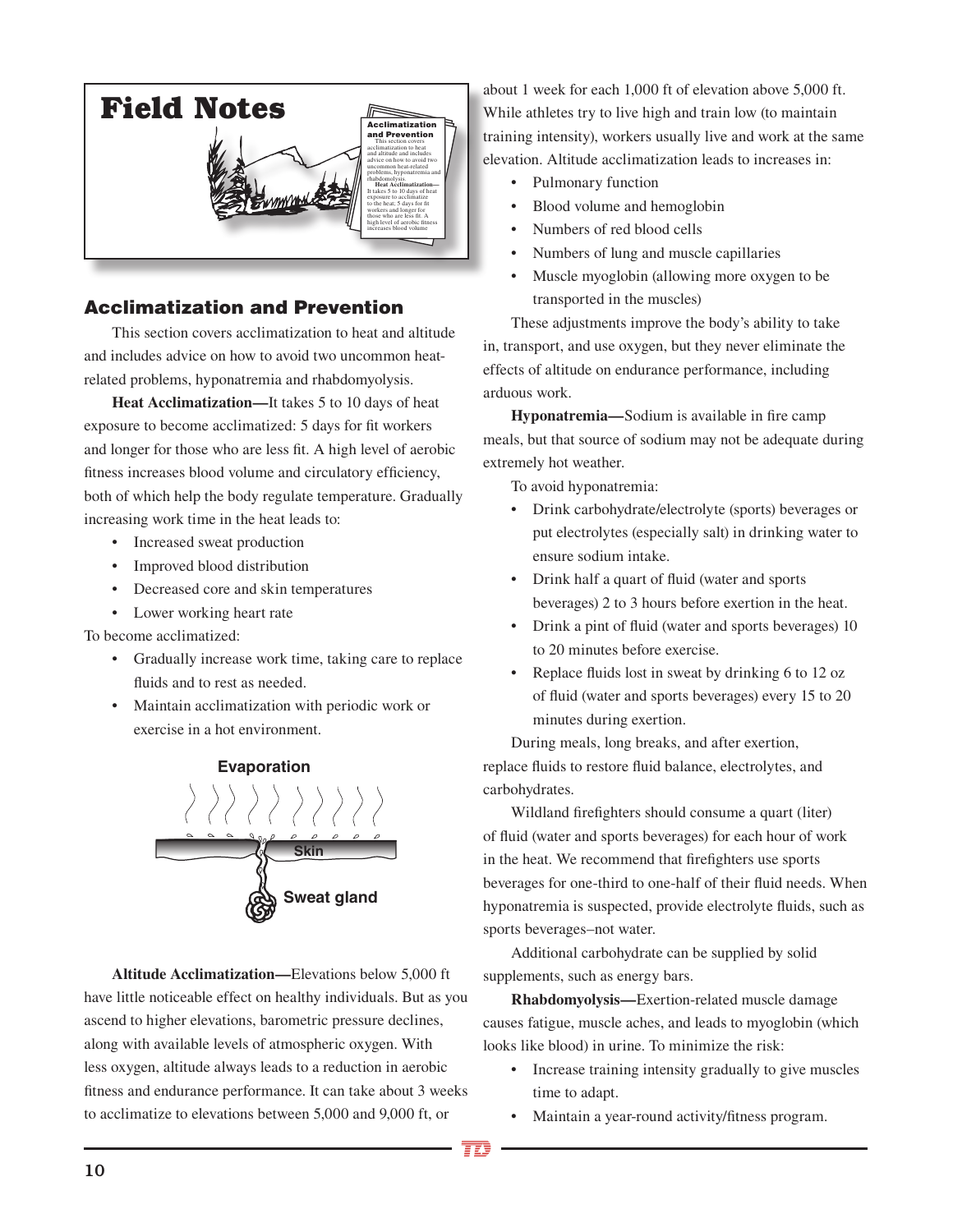# Field Notes

## Acclimatization and Prevention

This section covers acclimatization to heat and altitude and includes advice on how to avoid two uncommon heat-related problems, hyponatremia and rhabdomyolysis.

**Heat Acclimatization—**It takes 5 to 10 days of heat exposure to become acclimatized: 5 days for fit workers and longer for those who are less fit. A high level of aerobic fitness increases blood volume and circulatory efficiency, both of which help the body regulate temperature. Gradually increasing work time in the heat leads to:

- Increased sweat production
- Improved blood distribution
- Decreased core and skin temperatures
- Lower working heart rate

To become acclimatized:

- Gradually increase work time, taking care to replace fluids and to rest as needed.
- Maintain acclimatization with periodic work or exercise in a hot environment.

Evaporation

Skin

Sweat gland

**Altitude Acclimatization—**Elevations below 5,000 ft have little noticeable effect on healthy individuals. But as you ascend to higher elevations, barometric pressure declines, along with available levels of atmospheric oxygen. With less oxygen, altitude always leads to a reduction in aerobic fitness and endurance performance. It can take about 3 weeks to acclimatize to elevations between 5,000 and 9,000 ft, or about 1 week for each 1,000 ft of elevation above 5,000 ft. While athletes try to live high and train low (to maintain training intensity), workers usually live and work at the same elevation. Altitude acclimatization leads to increases in:

- Pulmonary function
- Blood volume and hemoglobin
- Numbers of red blood cells
- Numbers of lung and muscle capillaries
- Muscle myoglobin (allowing more oxygen to be transported in the muscles)

These adjustments improve the body's ability to take in, transport, and use oxygen, but they never eliminate the effects of altitude on endurance performance, including arduous work.

**Hyponatremia—**Sodium is available in fire camp meals, but that source of sodium may not be adequate during extremely hot weather.

To avoid hyponatremia:

- Drink carbohydrate/electrolyte (sports) beverages or put electrolytes (especially salt) in drinking water to ensure sodium intake.
- Drink half a quart of fluid (water and sports beverages) 2 to 3 hours before exertion in the heat.
- Drink a pint of fluid (water and sports beverages) 10 to 20 minutes before exercise.
- Replace fluids lost in sweat by drinking 6 to 12 oz of fluid (water and sports beverages) every 15 to 20 minutes during exertion.

During meals, long breaks, and after exertion, replace fluids to restore fluid balance, electrolytes, and carbohydrates.

Wildland firefighters should consume a quart (liter) of fluid (water and sports beverages) for each hour of work in the heat. We recommend that firefighters use sports beverages for one-third to one-half of their fluid needs. When hyponatremia is suspected, provide electrolyte fluids, such as sports beverages–not water.

Additional carbohydrate can be supplied by solid supplements, such as energy bars.

**Rhabdomyolysis—**Exertion-related muscle damage causes fatigue, muscle aches, and leads to myoglobin (which looks like blood) in urine. To minimize the risk:

- Increase training intensity gradually to give muscles time to adapt.
- Maintain a year-round activity/fitness program.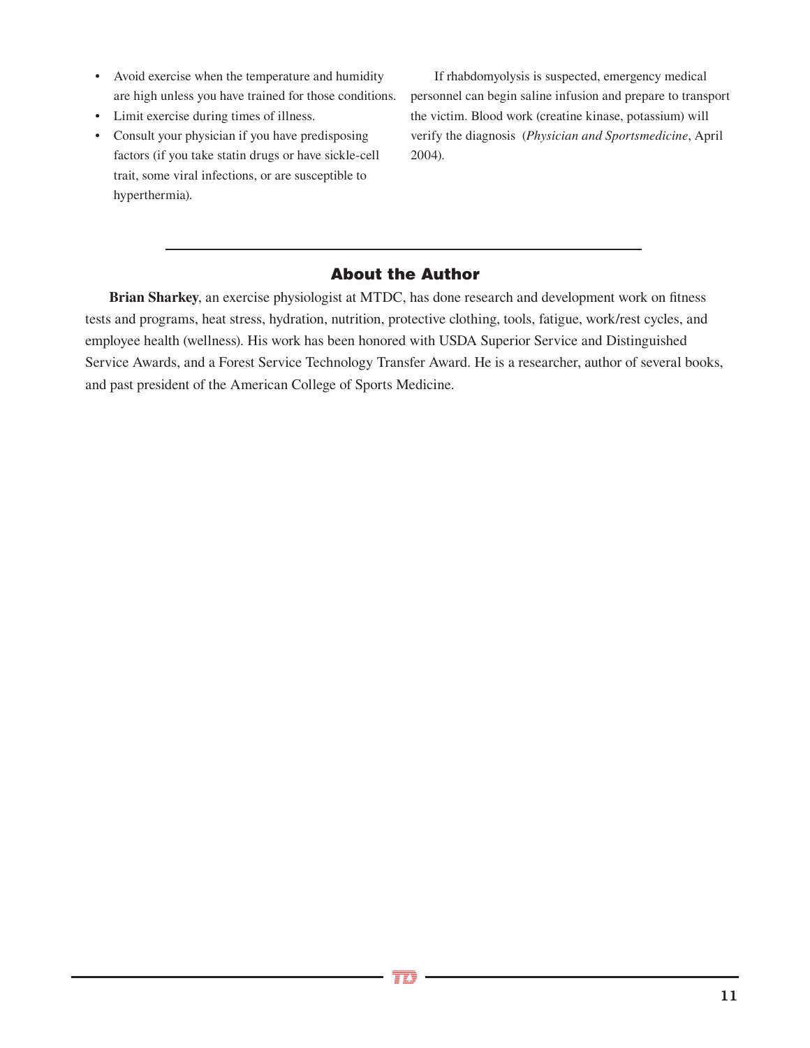- Avoid exercise when the temperature and humidity are high unless you have trained for those conditions.
- Limit exercise during times of illness.
- Consult your physician if you have predisposing factors (if you take statin drugs or have sickle-cell trait, some viral infections, or are susceptible to hyperthermia).

If rhabdomyolysis is suspected, emergency medical personnel can begin saline infusion and prepare to transport the victim. Blood work (creatine kinase, potassium) will verify the diagnosis (*Physician and Sportsmedicine*, April 2004).

## About the Author

**Brian Sharkey**, an exercise physiologist at MTDC, has done research and development work on fitness tests and programs, heat stress, hydration, nutrition, protective clothing, tools, fatigue, work/rest cycles, and employee health (wellness). His work has been honored with USDA Superior Service and Distinguished Service Awards, and a Forest Service Technology Transfer Award. He is a researcher, author of several books, and past president of the American College of Sports Medicine.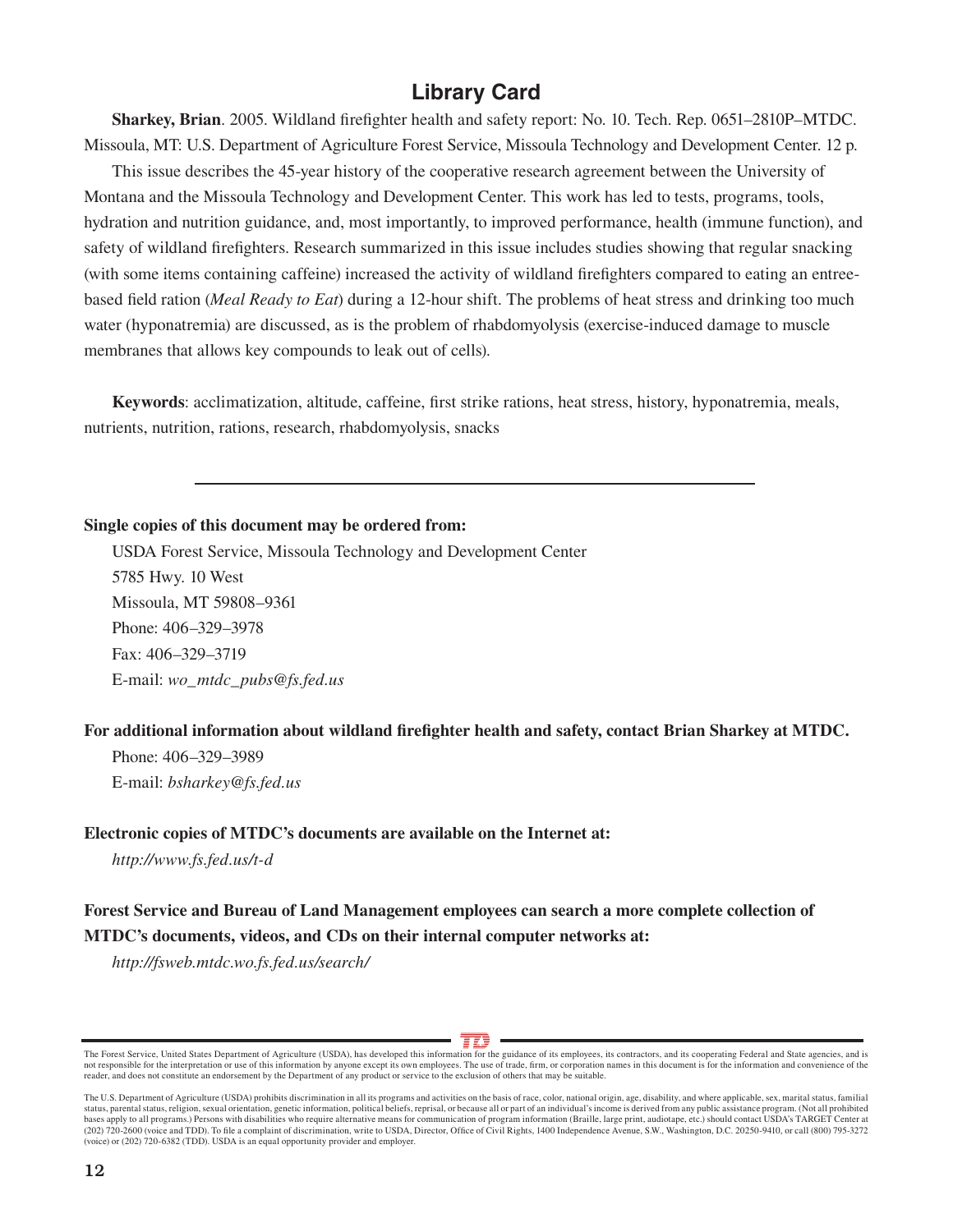## Library Card

**Sharkey, Brian**. 2005. Wildland firefighter health and safety report: No. 10. Tech. Rep. 0651–2810P–MTDC. Missoula, MT: U.S. Department of Agriculture Forest Service, Missoula Technology and Development Center. 12 p.

This issue describes the 45-year history of the cooperative research agreement between the University of Montana and the Missoula Technology and Development Center. This work has led to tests, programs, tools, hydration and nutrition guidance, and, most importantly, to improved performance, health (immune function), and safety of wildland firefighters. Research summarized in this issue includes studies showing that regular snacking (with some items containing caffeine) increased the activity of wildland firefighters compared to eating an entree-based field ration (*Meal Ready to Eat*) during a 12-hour shift. The problems of heat stress and drinking too much water (hyponatremia) are discussed, as is the problem of rhabdomyolysis (exercise-induced damage to muscle membranes that allows key compounds to leak out of cells).

**Keywords**: acclimatization, altitude, caffeine, first strike rations, heat stress, history, hyponatremia, meals, nutrients, nutrition, rations, research, rhabdomyolysis, snacks

---

**Single copies of this document may be ordered from:**

USDA Forest Service, Missoula Technology and Development Center
5785 Hwy. 10 West
Missoula, MT 59808–9361
Phone: 406–329–3978
Fax: 406–329–3719
E-mail: *wo_mtdc_pubs@fs.fed.us*

**For additional information about wildland firefighter health and safety, contact Brian Sharkey at MTDC.**

Phone: 406–329–3989
E-mail: *bsharkey@fs.fed.us*

**Electronic copies of MTDC's documents are available on the Internet at:**

*http://www.fs.fed.us/t-d*

**Forest Service and Bureau of Land Management employees can search a more complete collection of MTDC's documents, videos, and CDs on their internal computer networks at:**

*http://fsweb.mtdc.wo.fs.fed.us/search/*

---

The Forest Service, United States Department of Agriculture (USDA), has developed this information for the guidance of its employees, its contractors, and its cooperating Federal and State agencies, and is not responsible for the interpretation or use of this information by anyone except its own employees. The use of trade, firm, or corporation names in this document is for the information and convenience of the reader, and does not constitute an endorsement by the Department of any product or service to the exclusion of others that may be suitable.

The U.S. Department of Agriculture (USDA) prohibits discrimination in all its programs and activities on the basis of race, color, national origin, age, disability, and where applicable, sex, marital status, familial status, parental status, religion, sexual orientation, genetic information, political beliefs, reprisal, or because all or part of an individual's income is derived from any public assistance program. (Not all prohibited bases apply to all programs.) Persons with disabilities who require alternative means for communication of program information (Braille, large print, audiotape, etc.) should contact USDA's TARGET Center at (202) 720-2600 (voice and TDD). To file a complaint of discrimination, write to USDA, Director, Office of Civil Rights, 1400 Independence Avenue, S.W., Washington, D.C. 20250-9410, or call (800) 795-3272 (voice) or (202) 720-6382 (TDD). USDA is an equal opportunity provider and employer.